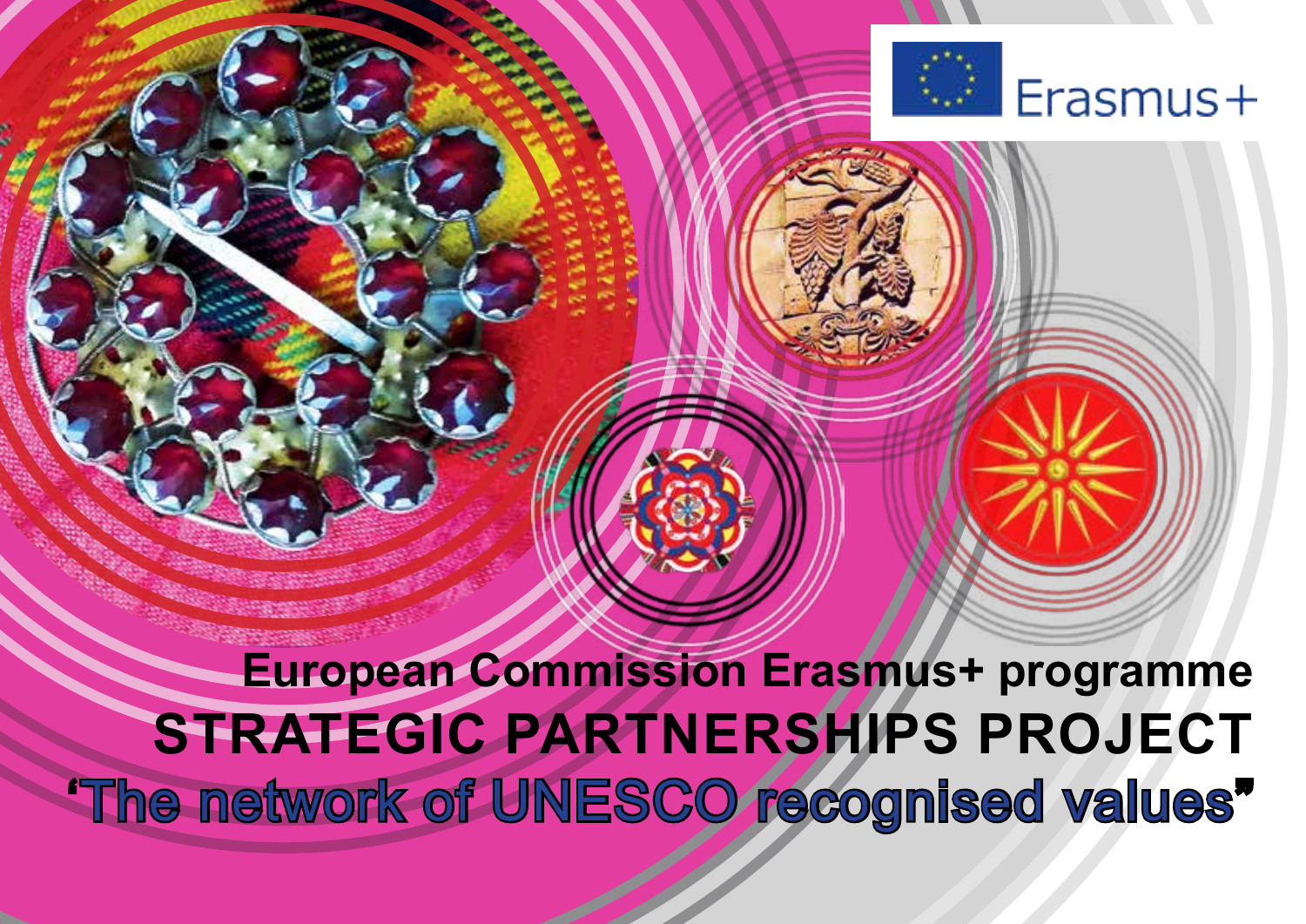Erasmus+

**European Commission Erasmus+ programme**

# STRATEGIC PARTNERSHIPS PROJECT

## ‘The network of UNESCO recognised values’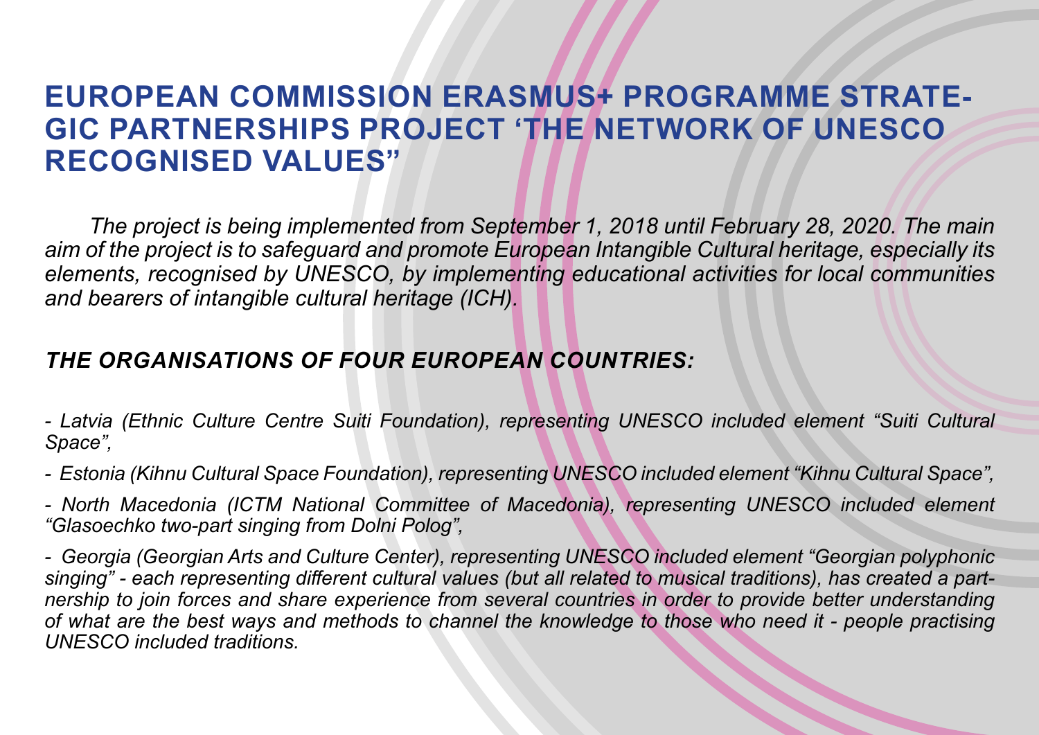# EUROPEAN COMMISSION ERASMUS+ PROGRAMME STRATEGIC PARTNERSHIPS PROJECT 'THE NETWORK OF UNESCO RECOGNISED VALUES"

*The project is being implemented from September 1, 2018 until February 28, 2020. The main aim of the project is to safeguard and promote European Intangible Cultural heritage, especially its elements, recognised by UNESCO, by implementing educational activities for local communities and bearers of intangible cultural heritage (ICH).*

## *THE ORGANISATIONS OF FOUR EUROPEAN COUNTRIES:*

*- Latvia (Ethnic Culture Centre Suiti Foundation), representing UNESCO included element "Suiti Cultural Space",*

*- Estonia (Kihnu Cultural Space Foundation), representing UNESCO included element "Kihnu Cultural Space",*

*- North Macedonia (ICTM National Committee of Macedonia), representing UNESCO included element "Glasoechko two-part singing from Dolni Polog",*

*- Georgia (Georgian Arts and Culture Center), representing UNESCO included element "Georgian polyphonic singing" - each representing different cultural values (but all related to musical traditions), has created a partnership to join forces and share experience from several countries in order to provide better understanding of what are the best ways and methods to channel the knowledge to those who need it - people practising UNESCO included traditions.*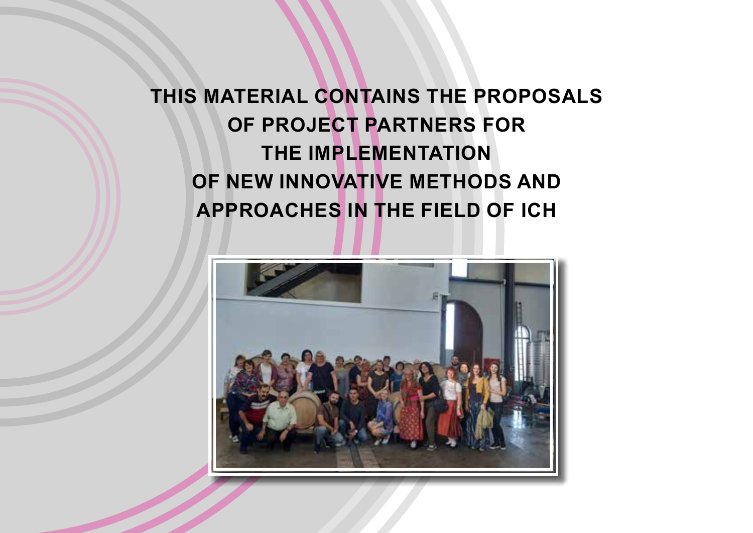**THIS MATERIAL CONTAINS THE PROPOSALS OF PROJECT PARTNERS FOR THE IMPLEMENTATION OF NEW INNOVATIVE METHODS AND APPROACHES IN THE FIELD OF ICH**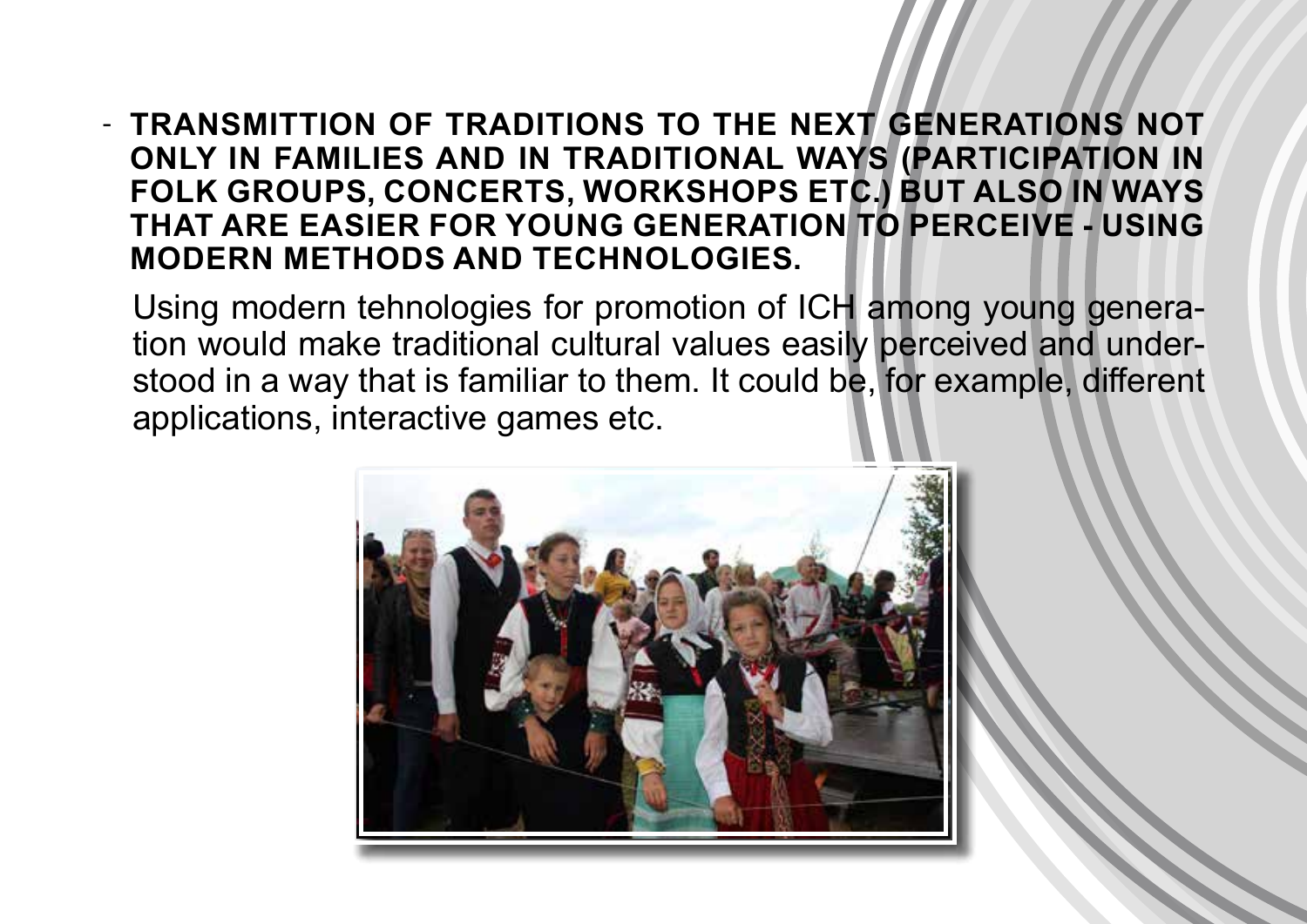- **TRANSMITTION OF TRADITIONS TO THE NEXT GENERATIONS NOT ONLY IN FAMILIES AND IN TRADITIONAL WAYS (PARTICIPATION IN FOLK GROUPS, CONCERTS, WORKSHOPS ETC.) BUT ALSO IN WAYS THAT ARE EASIER FOR YOUNG GENERATION TO PERCEIVE - USING MODERN METHODS AND TECHNOLOGIES.**

  Using modern tehnologies for promotion of ICH among young generation would make traditional cultural values easily perceived and understood in a way that is familiar to them. It could be, for example, different applications, interactive games etc.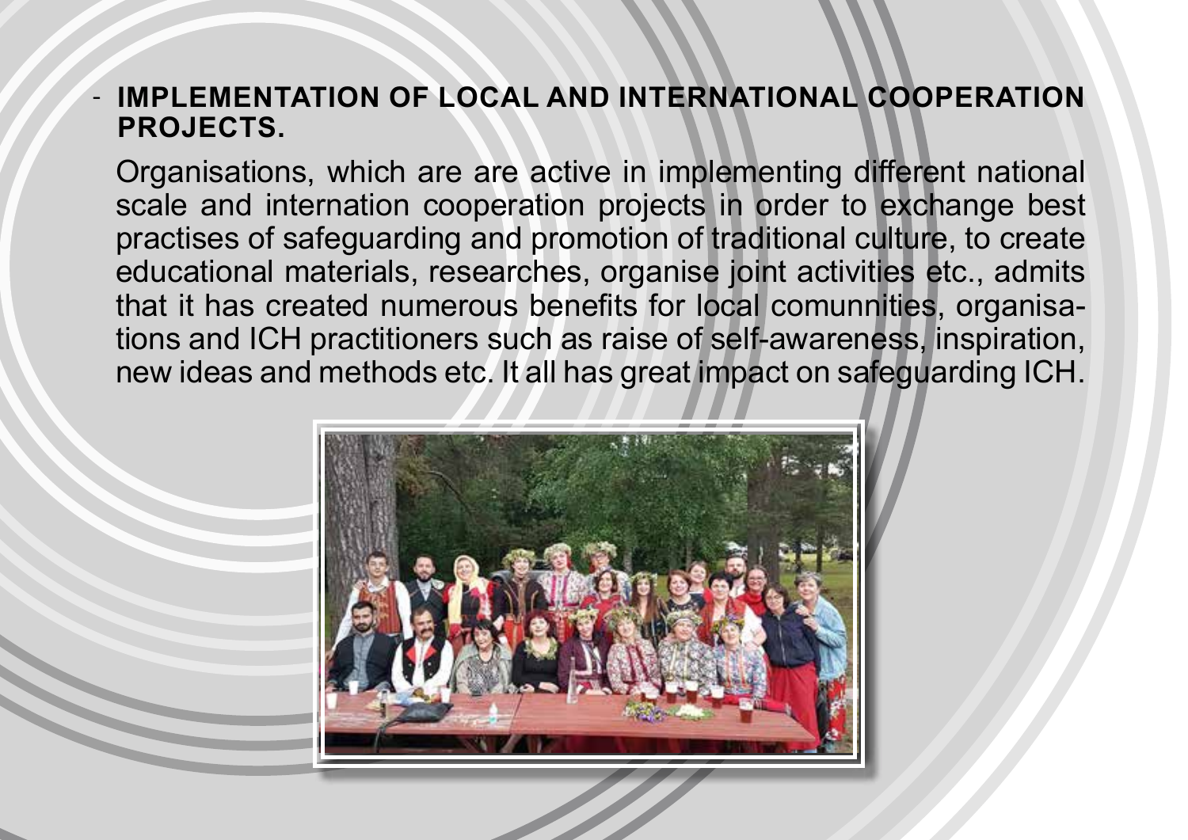- **IMPLEMENTATION OF LOCAL AND INTERNATIONAL COOPERATION PROJECTS.**

Organisations, which are are active in implementing different national scale and internation cooperation projects in order to exchange best practises of safeguarding and promotion of traditional culture, to create educational materials, researches, organise joint activities etc., admits that it has created numerous benefits for local comunnities, organisations and ICH practitioners such as raise of self-awareness, inspiration, new ideas and methods etc. It all has great impact on safeguarding ICH.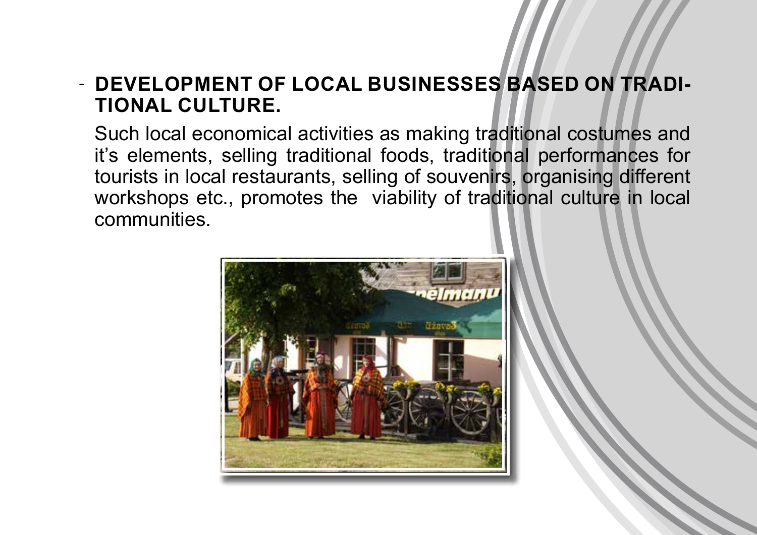- **DEVELOPMENT OF LOCAL BUSINESSES BASED ON TRADITIONAL CULTURE.**

  Such local economical activities as making traditional costumes and it's elements, selling traditional foods, traditional performances for tourists in local restaurants, selling of souvenirs, organising different workshops etc., promotes the viability of traditional culture in local communities.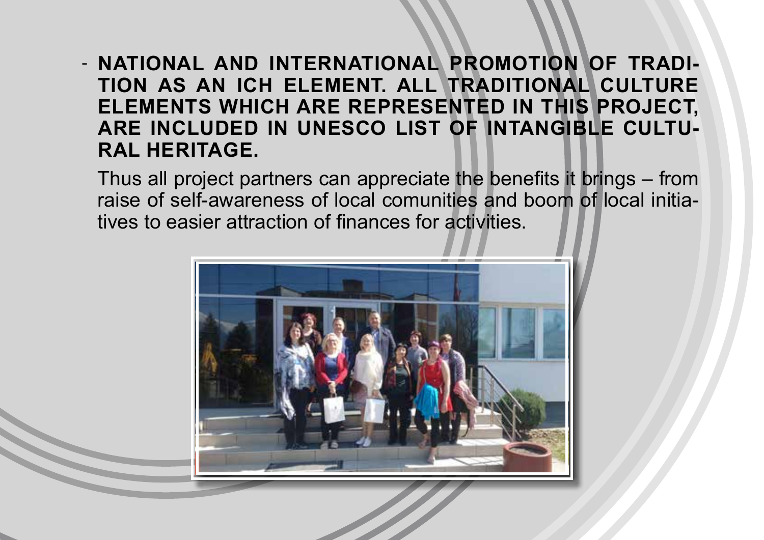- **NATIONAL AND INTERNATIONAL PROMOTION OF TRADITION AS AN ICH ELEMENT. ALL TRADITIONAL CULTURE ELEMENTS WHICH ARE REPRESENTED IN THIS PROJECT, ARE INCLUDED IN UNESCO LIST OF INTANGIBLE CULTURAL HERITAGE.**

  Thus all project partners can appreciate the benefits it brings – from raise of self-awareness of local comunities and boom of local initiatives to easier attraction of finances for activities.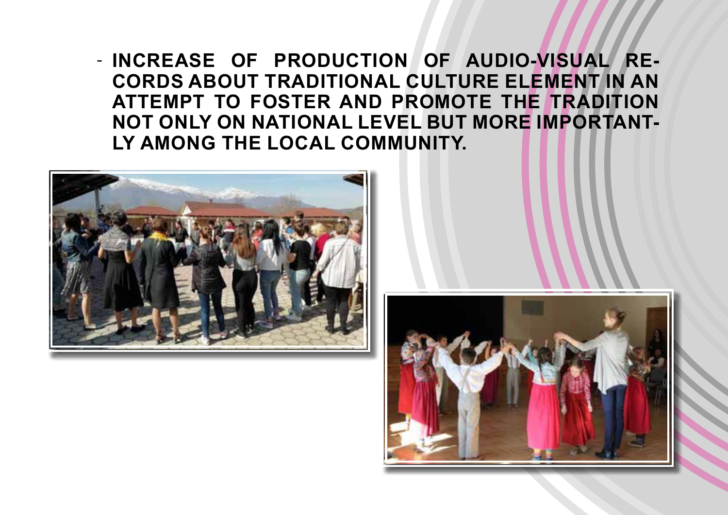- INCREASE OF PRODUCTION OF AUDIO-VISUAL RECORDS ABOUT TRADITIONAL CULTURE ELEMENT IN AN ATTEMPT TO FOSTER AND PROMOTE THE TRADITION NOT ONLY ON NATIONAL LEVEL BUT MORE IMPORTANTLY AMONG THE LOCAL COMMUNITY.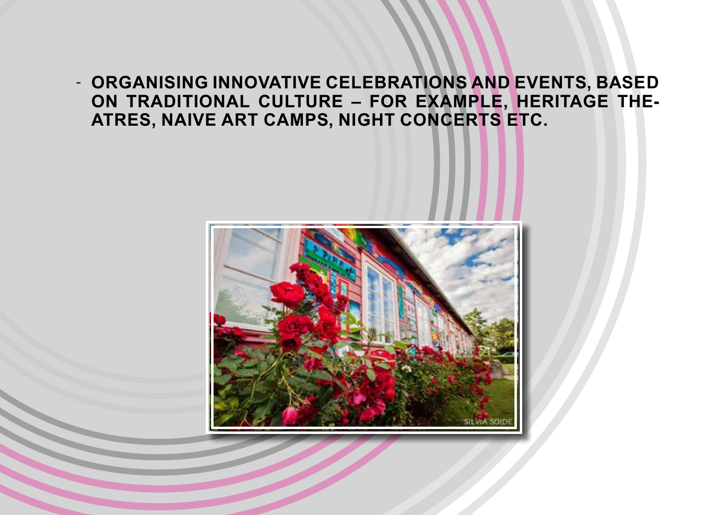- **ORGANISING INNOVATIVE CELEBRATIONS AND EVENTS, BASED ON TRADITIONAL CULTURE – FOR EXAMPLE, HERITAGE THEATRES, NAIVE ART CAMPS, NIGHT CONCERTS ETC.**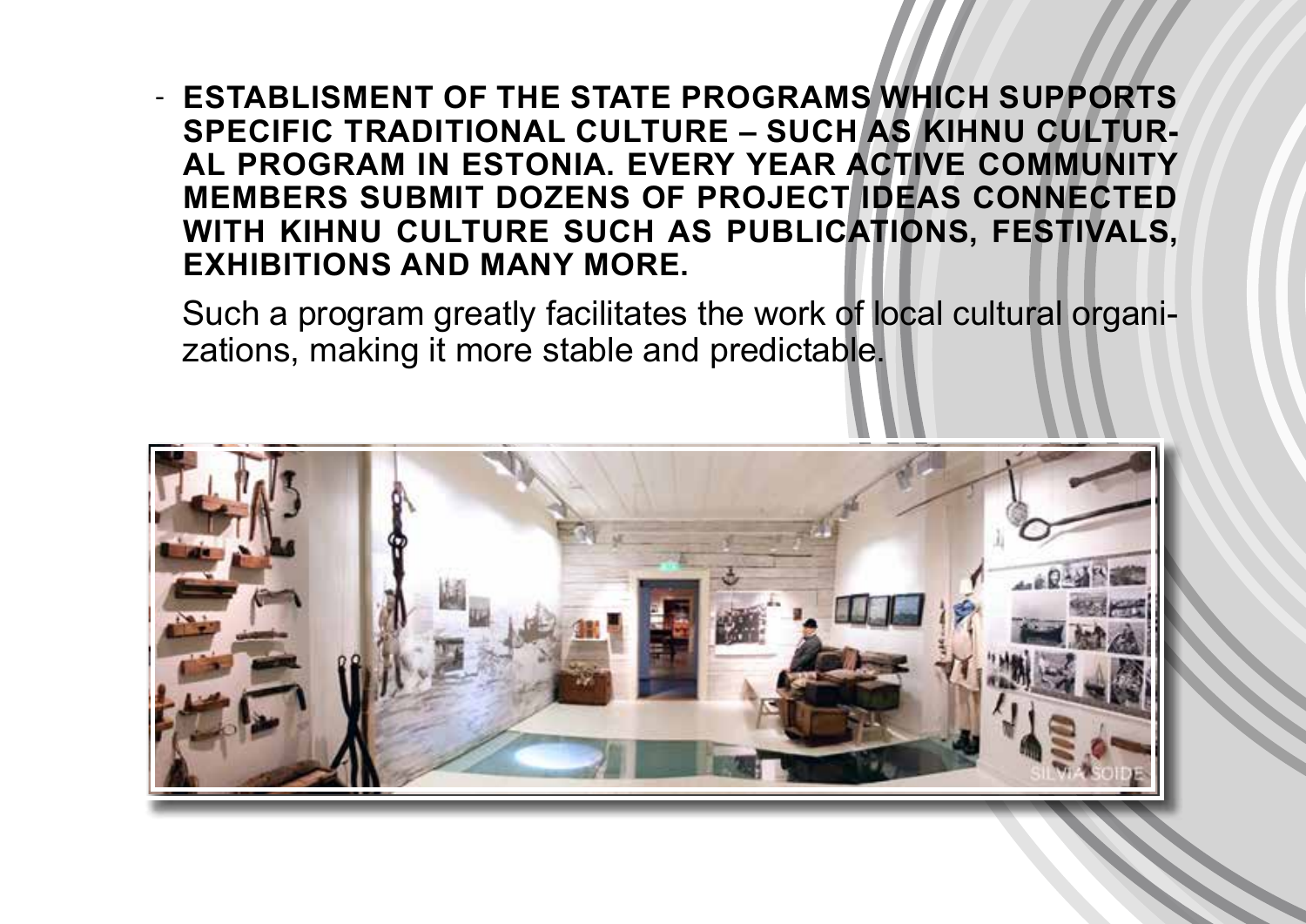- **ESTABLISMENT OF THE STATE PROGRAMS WHICH SUPPORTS SPECIFIC TRADITIONAL CULTURE – SUCH AS KIHNU CULTURAL PROGRAM IN ESTONIA. EVERY YEAR ACTIVE COMMUNITY MEMBERS SUBMIT DOZENS OF PROJECT IDEAS CONNECTED WITH KIHNU CULTURE SUCH AS PUBLICATIONS, FESTIVALS, EXHIBITIONS AND MANY MORE.**

  Such a program greatly facilitates the work of local cultural organizations, making it more stable and predictable.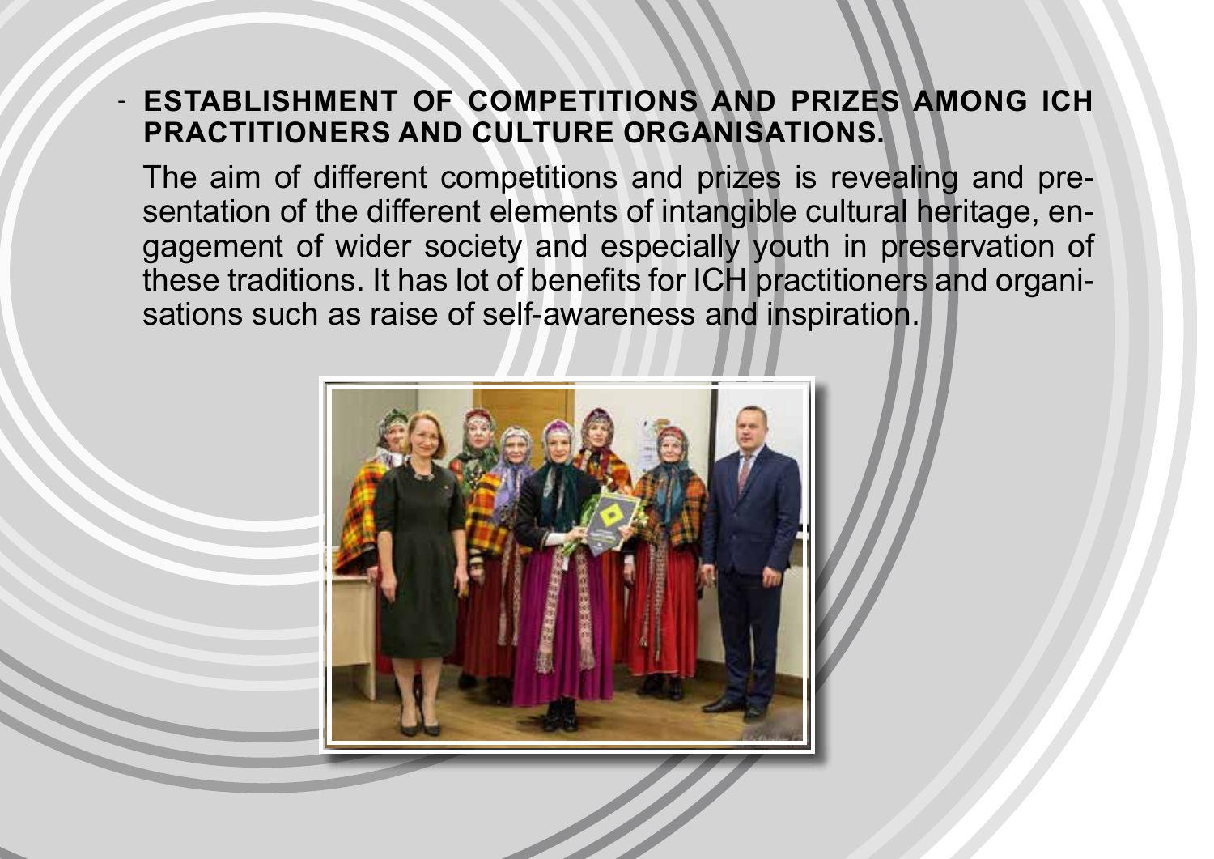- **ESTABLISHMENT OF COMPETITIONS AND PRIZES AMONG ICH PRACTITIONERS AND CULTURE ORGANISATIONS.**

  The aim of different competitions and prizes is revealing and presentation of the different elements of intangible cultural heritage, engagement of wider society and especially youth in preservation of these traditions. It has lot of benefits for ICH practitioners and organisations such as raise of self-awareness and inspiration.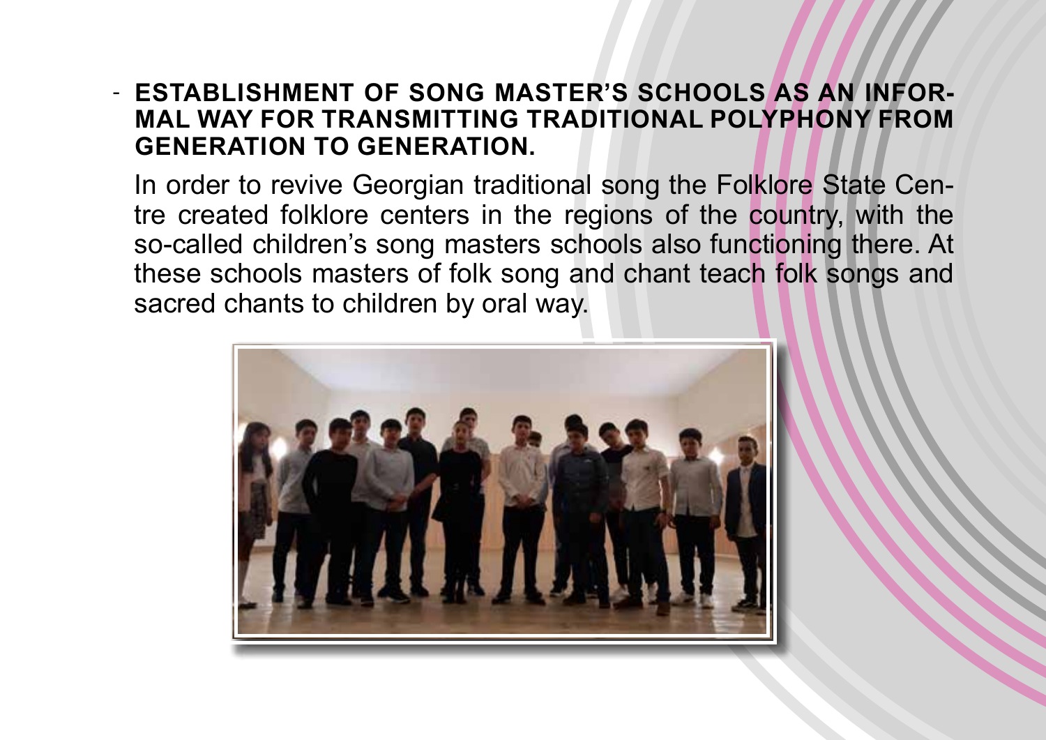- **ESTABLISHMENT OF SONG MASTER'S SCHOOLS AS AN INFORMAL WAY FOR TRANSMITTING TRADITIONAL POLYPHONY FROM GENERATION TO GENERATION.**

  In order to revive Georgian traditional song the Folklore State Centre created folklore centers in the regions of the country, with the so-called children's song masters schools also functioning there. At these schools masters of folk song and chant teach folk songs and sacred chants to children by oral way.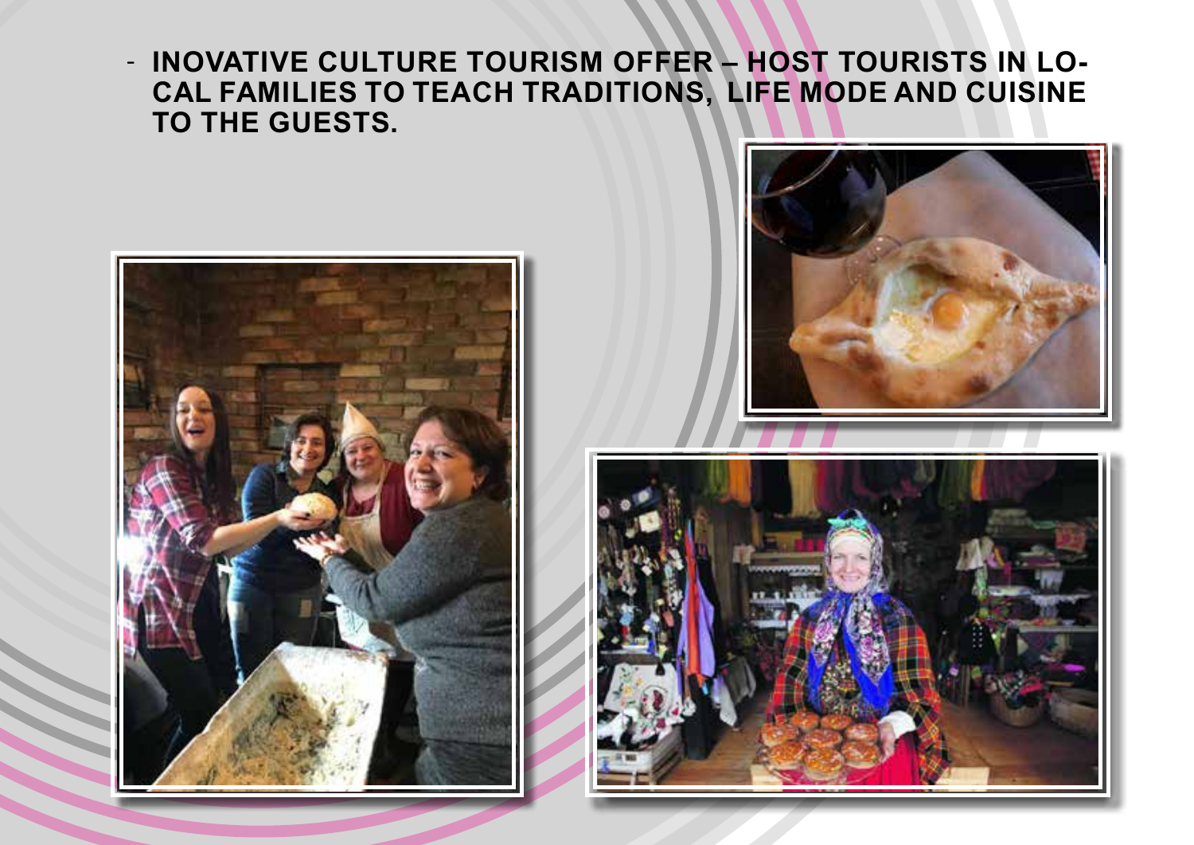- **INOVATIVE CULTURE TOURISM OFFER – HOST TOURISTS IN LOCAL FAMILIES TO TEACH TRADITIONS, LIFE MODE AND CUISINE TO THE GUESTS.**